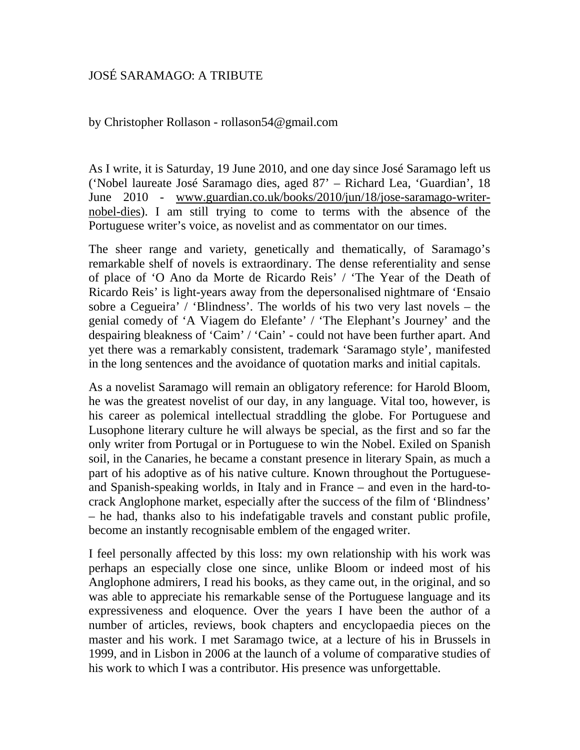# JOSÉ SARAMAGO: A TRIBUTE

by Christopher Rollason - rollason54@gmail.com

As I write, it is Saturday, 19 June 2010, and one day since José Saramago left us ('Nobel laureate José Saramago dies, aged 87' – Richard Lea, 'Guardian', 18 June 2010 - www.guardian.co.uk/books/2010/jun/18/jose-saramago-writer-nobel-dies). I am still trying to come to terms with the absence of the Portuguese writer's voice, as novelist and as commentator on our times.

The sheer range and variety, genetically and thematically, of Saramago's remarkable shelf of novels is extraordinary. The dense referentiality and sense of place of 'O Ano da Morte de Ricardo Reis' / 'The Year of the Death of Ricardo Reis' is light-years away from the depersonalised nightmare of 'Ensaio sobre a Cegueira' / 'Blindness'. The worlds of his two very last novels – the genial comedy of 'A Viagem do Elefante' / 'The Elephant's Journey' and the despairing bleakness of 'Caim' / 'Cain' - could not have been further apart. And yet there was a remarkably consistent, trademark 'Saramago style', manifested in the long sentences and the avoidance of quotation marks and initial capitals.

As a novelist Saramago will remain an obligatory reference: for Harold Bloom, he was the greatest novelist of our day, in any language. Vital too, however, is his career as polemical intellectual straddling the globe. For Portuguese and Lusophone literary culture he will always be special, as the first and so far the only writer from Portugal or in Portuguese to win the Nobel. Exiled on Spanish soil, in the Canaries, he became a constant presence in literary Spain, as much a part of his adoptive as of his native culture. Known throughout the Portuguese- and Spanish-speaking worlds, in Italy and in France – and even in the hard-to-crack Anglophone market, especially after the success of the film of 'Blindness' – he had, thanks also to his indefatigable travels and constant public profile, become an instantly recognisable emblem of the engaged writer.

I feel personally affected by this loss: my own relationship with his work was perhaps an especially close one since, unlike Bloom or indeed most of his Anglophone admirers, I read his books, as they came out, in the original, and so was able to appreciate his remarkable sense of the Portuguese language and its expressiveness and eloquence. Over the years I have been the author of a number of articles, reviews, book chapters and encyclopaedia pieces on the master and his work. I met Saramago twice, at a lecture of his in Brussels in 1999, and in Lisbon in 2006 at the launch of a volume of comparative studies of his work to which I was a contributor. His presence was unforgettable.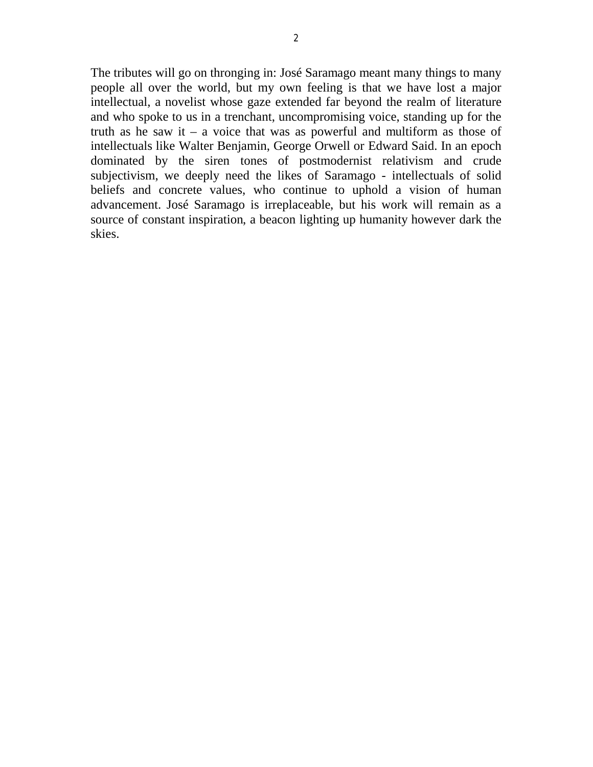The tributes will go on thronging in: José Saramago meant many things to many people all over the world, but my own feeling is that we have lost a major intellectual, a novelist whose gaze extended far beyond the realm of literature and who spoke to us in a trenchant, uncompromising voice, standing up for the truth as he saw it – a voice that was as powerful and multiform as those of intellectuals like Walter Benjamin, George Orwell or Edward Said. In an epoch dominated by the siren tones of postmodernist relativism and crude subjectivism, we deeply need the likes of Saramago - intellectuals of solid beliefs and concrete values, who continue to uphold a vision of human advancement. José Saramago is irreplaceable, but his work will remain as a source of constant inspiration, a beacon lighting up humanity however dark the skies.